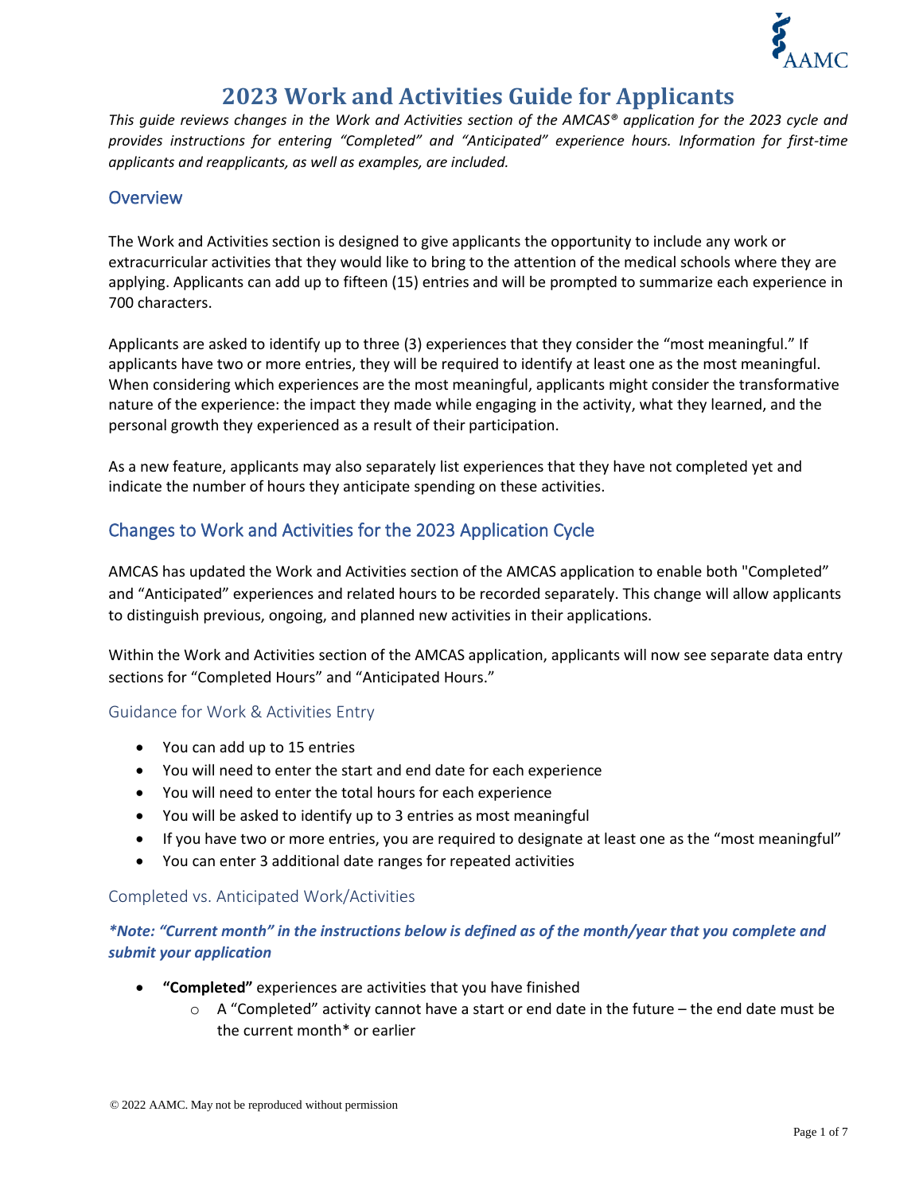# 2023 Work and Activities Guide for Applicants

*This guide reviews changes in the Work and Activities section of the AMCAS® application for the 2023 cycle and provides instructions for entering "Completed" and "Anticipated" experience hours. Information for first-time applicants and reapplicants, as well as examples, are included.*

## Overview

The Work and Activities section is designed to give applicants the opportunity to include any work or extracurricular activities that they would like to bring to the attention of the medical schools where they are applying. Applicants can add up to fifteen (15) entries and will be prompted to summarize each experience in 700 characters.

Applicants are asked to identify up to three (3) experiences that they consider the "most meaningful." If applicants have two or more entries, they will be required to identify at least one as the most meaningful. When considering which experiences are the most meaningful, applicants might consider the transformative nature of the experience: the impact they made while engaging in the activity, what they learned, and the personal growth they experienced as a result of their participation.

As a new feature, applicants may also separately list experiences that they have not completed yet and indicate the number of hours they anticipate spending on these activities.

## Changes to Work and Activities for the 2023 Application Cycle

AMCAS has updated the Work and Activities section of the AMCAS application to enable both "Completed" and "Anticipated" experiences and related hours to be recorded separately. This change will allow applicants to distinguish previous, ongoing, and planned new activities in their applications.

Within the Work and Activities section of the AMCAS application, applicants will now see separate data entry sections for "Completed Hours" and "Anticipated Hours."

### Guidance for Work & Activities Entry

- You can add up to 15 entries
- You will need to enter the start and end date for each experience
- You will need to enter the total hours for each experience
- You will be asked to identify up to 3 entries as most meaningful
- If you have two or more entries, you are required to designate at least one as the "most meaningful"
- You can enter 3 additional date ranges for repeated activities

### Completed vs. Anticipated Work/Activities

***\*Note: "Current month" in the instructions below is defined as of the month/year that you complete and submit your application***

- **"Completed"** experiences are activities that you have finished
  - A "Completed" activity cannot have a start or end date in the future – the end date must be the current month* or earlier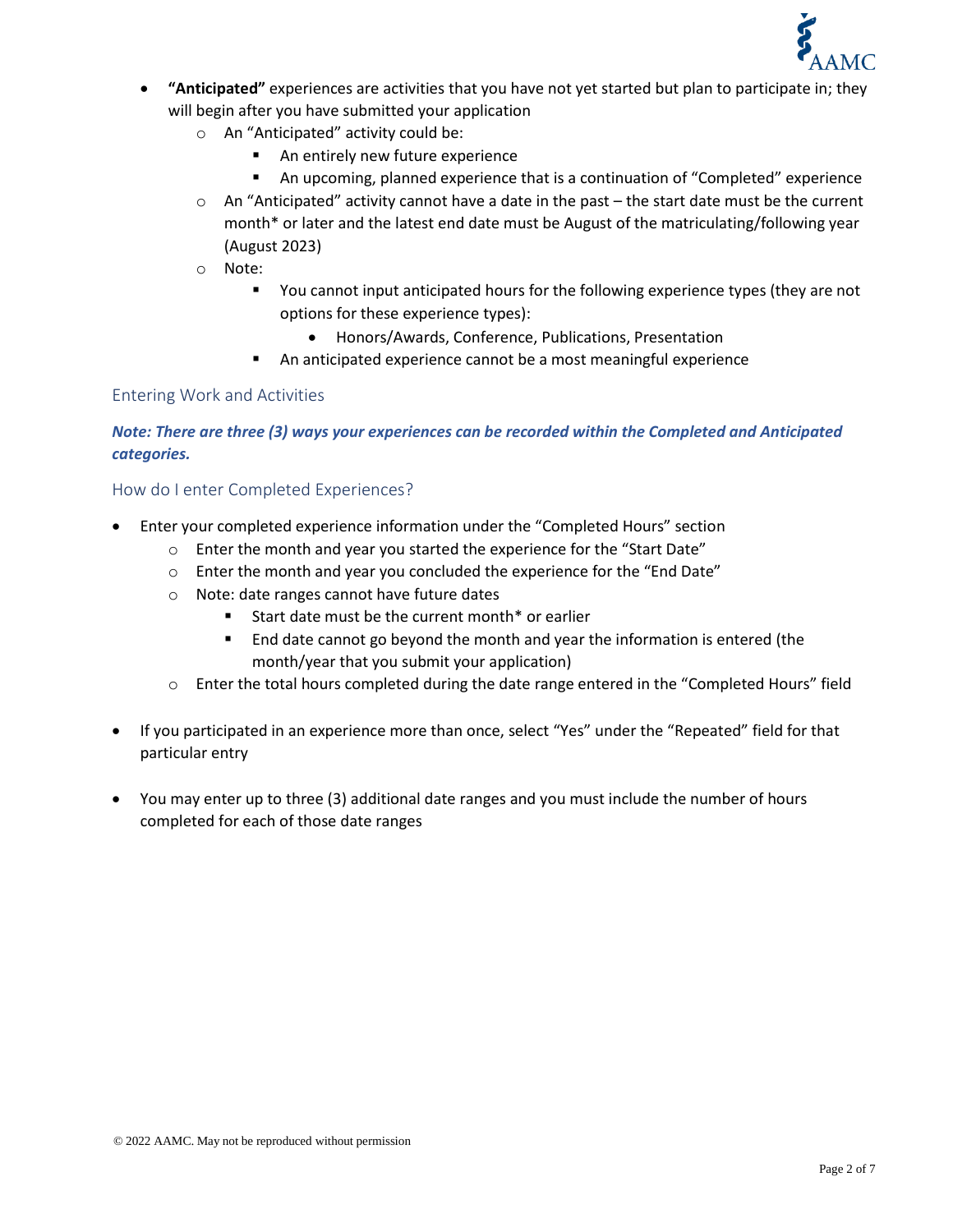- **"Anticipated"** experiences are activities that you have not yet started but plan to participate in; they will begin after you have submitted your application
  - An "Anticipated" activity could be:
    - An entirely new future experience
    - An upcoming, planned experience that is a continuation of "Completed" experience
  - An "Anticipated" activity cannot have a date in the past – the start date must be the current month* or later and the latest end date must be August of the matriculating/following year (August 2023)
  - Note:
    - You cannot input anticipated hours for the following experience types (they are not options for these experience types):
      - Honors/Awards, Conference, Publications, Presentation
    - An anticipated experience cannot be a most meaningful experience

## Entering Work and Activities

***Note: There are three (3) ways your experiences can be recorded within the Completed and Anticipated categories.***

## How do I enter Completed Experiences?

- Enter your completed experience information under the "Completed Hours" section
  - Enter the month and year you started the experience for the "Start Date"
  - Enter the month and year you concluded the experience for the "End Date"
  - Note: date ranges cannot have future dates
    - Start date must be the current month* or earlier
    - End date cannot go beyond the month and year the information is entered (the month/year that you submit your application)
  - Enter the total hours completed during the date range entered in the "Completed Hours" field

- If you participated in an experience more than once, select "Yes" under the "Repeated" field for that particular entry

- You may enter up to three (3) additional date ranges and you must include the number of hours completed for each of those date ranges

© 2022 AAMC. May not be reproduced without permission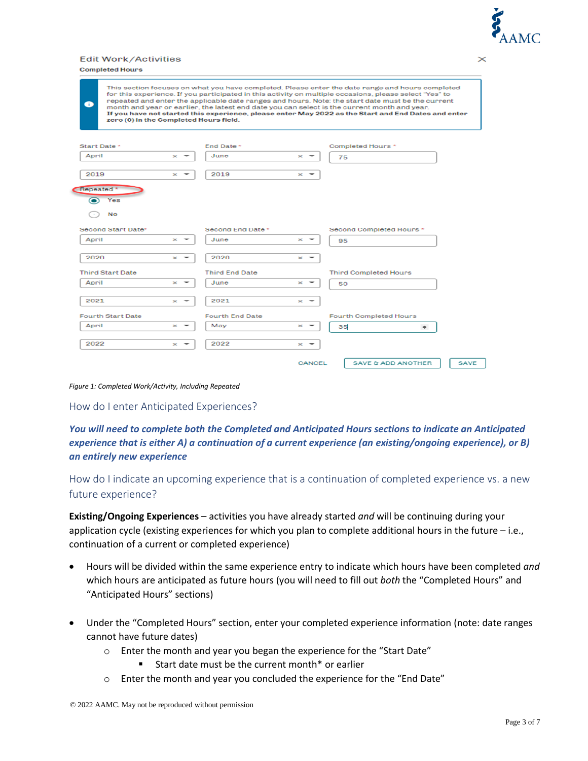Edit Work/Activities

Completed Hours

This section focuses on what you have completed. Please enter the date range and hours completed for this experience. If you participated in this activity on multiple occasions, please select "Yes" to repeated and enter the applicable date ranges and hours. Note: the start date must be the current month and year or earlier. the latest end date you can select is the current month and year. **If you have not started this experience, please enter May 2022 as the Start and End Dates and enter zero (0) in the Completed Hours field.**

| Start Date * | End Date * | Completed Hours * |
|---|---|---|
| April 2019 | June 2019 | 75 |

Repeated *
- (●) Yes
- ( ) No

| Second Start Date* | Second End Date * | Second Completed Hours * |
|---|---|---|
| April 2020 | June 2020 | 95 |

| Third Start Date | Third End Date | Third Completed Hours |
|---|---|---|
| April 2021 | June 2021 | 50 |

| Fourth Start Date | Fourth End Date | Fourth Completed Hours |
|---|---|---|
| April 2022 | May 2022 | 35 |

CANCEL | SAVE & ADD ANOTHER | SAVE

*Figure 1: Completed Work/Activity, Including Repeated*

## How do I enter Anticipated Experiences?

***You will need to complete both the Completed and Anticipated Hours sections to indicate an Anticipated experience that is either A) a continuation of a current experience (an existing/ongoing experience), or B) an entirely new experience***

## How do I indicate an upcoming experience that is a continuation of completed experience vs. a new future experience?

**Existing/Ongoing Experiences** – activities you have already started *and* will be continuing during your application cycle (existing experiences for which you plan to complete additional hours in the future – i.e., continuation of a current or completed experience)

- Hours will be divided within the same experience entry to indicate which hours have been completed *and* which hours are anticipated as future hours (you will need to fill out *both* the "Completed Hours" and "Anticipated Hours" sections)

- Under the "Completed Hours" section, enter your completed experience information (note: date ranges cannot have future dates)
    - Enter the month and year you began the experience for the "Start Date"
        - Start date must be the current month* or earlier
    - Enter the month and year you concluded the experience for the "End Date"

© 2022 AAMC. May not be reproduced without permission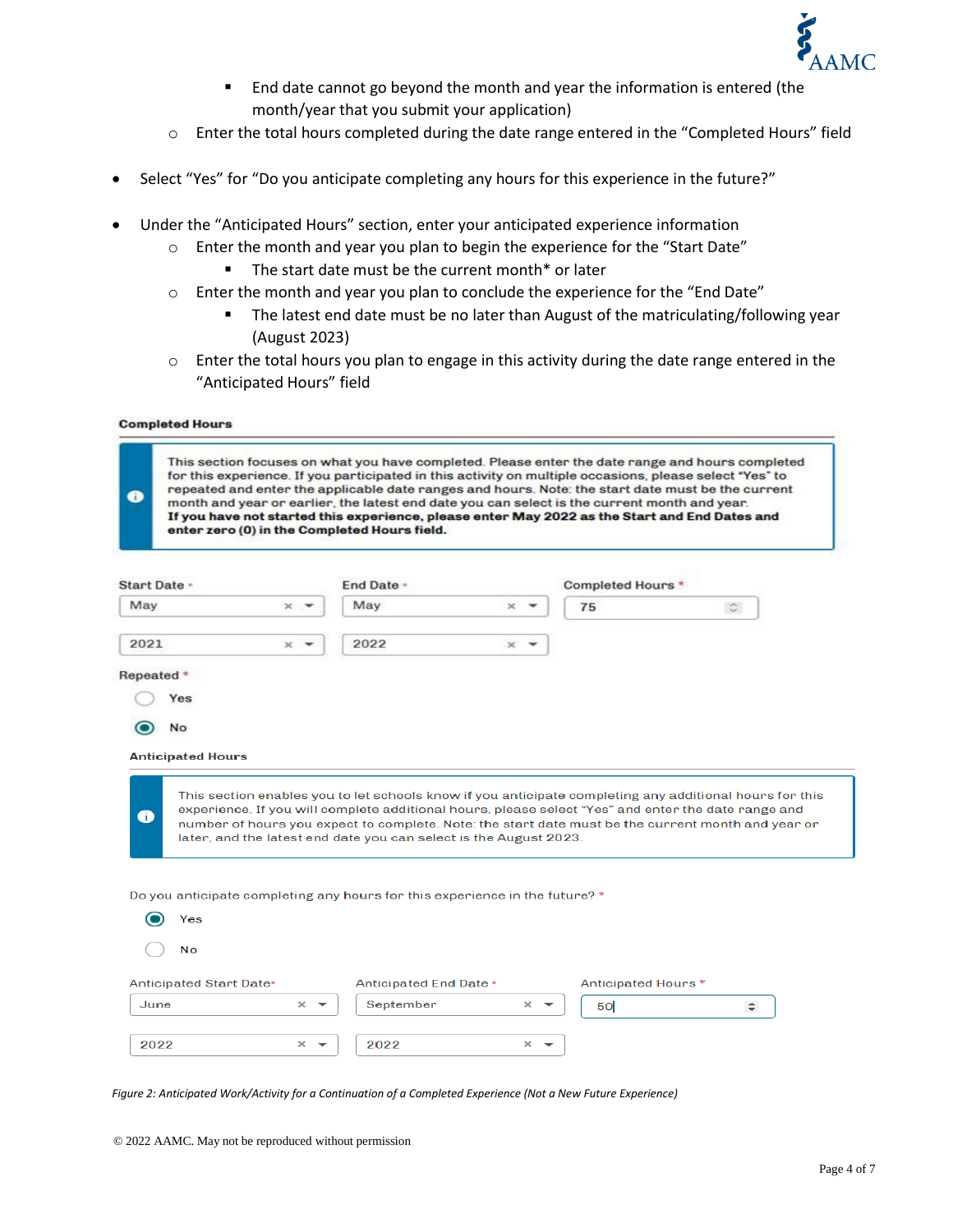- End date cannot go beyond the month and year the information is entered (the month/year that you submit your application)
    - Enter the total hours completed during the date range entered in the "Completed Hours" field

- Select "Yes" for "Do you anticipate completing any hours for this experience in the future?"

- Under the "Anticipated Hours" section, enter your anticipated experience information
    - Enter the month and year you plan to begin the experience for the "Start Date"
        - The start date must be the current month* or later
    - Enter the month and year you plan to conclude the experience for the "End Date"
        - The latest end date must be no later than August of the matriculating/following year (August 2023)
    - Enter the total hours you plan to engage in this activity during the date range entered in the "Anticipated Hours" field

**Completed Hours**

This section focuses on what you have completed. Please enter the date range and hours completed for this experience. If you participated in this activity on multiple occasions, please select "Yes" to repeated and enter the applicable date ranges and hours. Note: the start date must be the current month and year or earlier, the latest end date you can select is the current month and year. **If you have not started this experience, please enter May 2022 as the Start and End Dates and enter zero (0) in the Completed Hours field.**

Start Date * : May 2021
End Date * : May 2022
Completed Hours * : 75

Repeated *
- Yes
- No (selected)

**Anticipated Hours**

This section enables you to let schools know if you anticipate completing any additional hours for this experience. If you will complete additional hours, please select "Yes" and enter the date range and number of hours you expect to complete. Note: the start date must be the current month and year or later, and the latest end date you can select is the August 2023.

Do you anticipate completing any hours for this experience in the future? *
- Yes (selected)
- No

Anticipated Start Date * : June 2022
Anticipated End Date * : September 2022
Anticipated Hours * : 50

*Figure 2: Anticipated Work/Activity for a Continuation of a Completed Experience (Not a New Future Experience)*

© 2022 AAMC. May not be reproduced without permission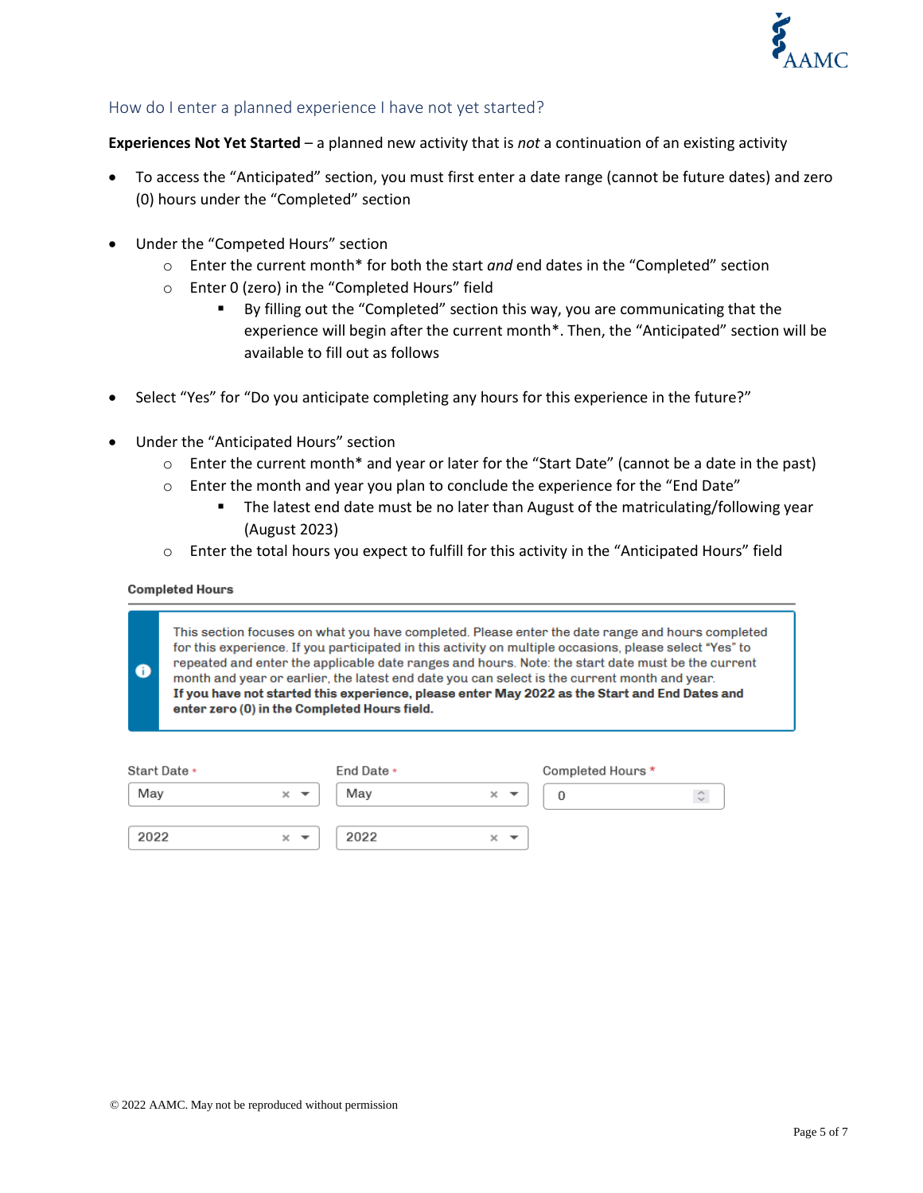## How do I enter a planned experience I have not yet started?

**Experiences Not Yet Started** – a planned new activity that is *not* a continuation of an existing activity

- To access the "Anticipated" section, you must first enter a date range (cannot be future dates) and zero (0) hours under the "Completed" section

- Under the "Competed Hours" section
  - Enter the current month* for both the start *and* end dates in the "Completed" section
  - Enter 0 (zero) in the "Completed Hours" field
    - By filling out the "Completed" section this way, you are communicating that the experience will begin after the current month*. Then, the "Anticipated" section will be available to fill out as follows

- Select "Yes" for "Do you anticipate completing any hours for this experience in the future?"

- Under the "Anticipated Hours" section
  - Enter the current month* and year or later for the "Start Date" (cannot be a date in the past)
  - Enter the month and year you plan to conclude the experience for the "End Date"
    - The latest end date must be no later than August of the matriculating/following year (August 2023)
  - Enter the total hours you expect to fulfill for this activity in the "Anticipated Hours" field

**Completed Hours**

> This section focuses on what you have completed. Please enter the date range and hours completed for this experience. If you participated in this activity on multiple occasions, please select "Yes" to repeated and enter the applicable date ranges and hours. Note: the start date must be the current month and year or earlier, the latest end date you can select is the current month and year.
> **If you have not started this experience, please enter May 2022 as the Start and End Dates and enter zero (0) in the Completed Hours field.**

| Start Date * | End Date * | Completed Hours * |
|---|---|---|
| May | May | 0 |
| 2022 | 2022 | |

© 2022 AAMC. May not be reproduced without permission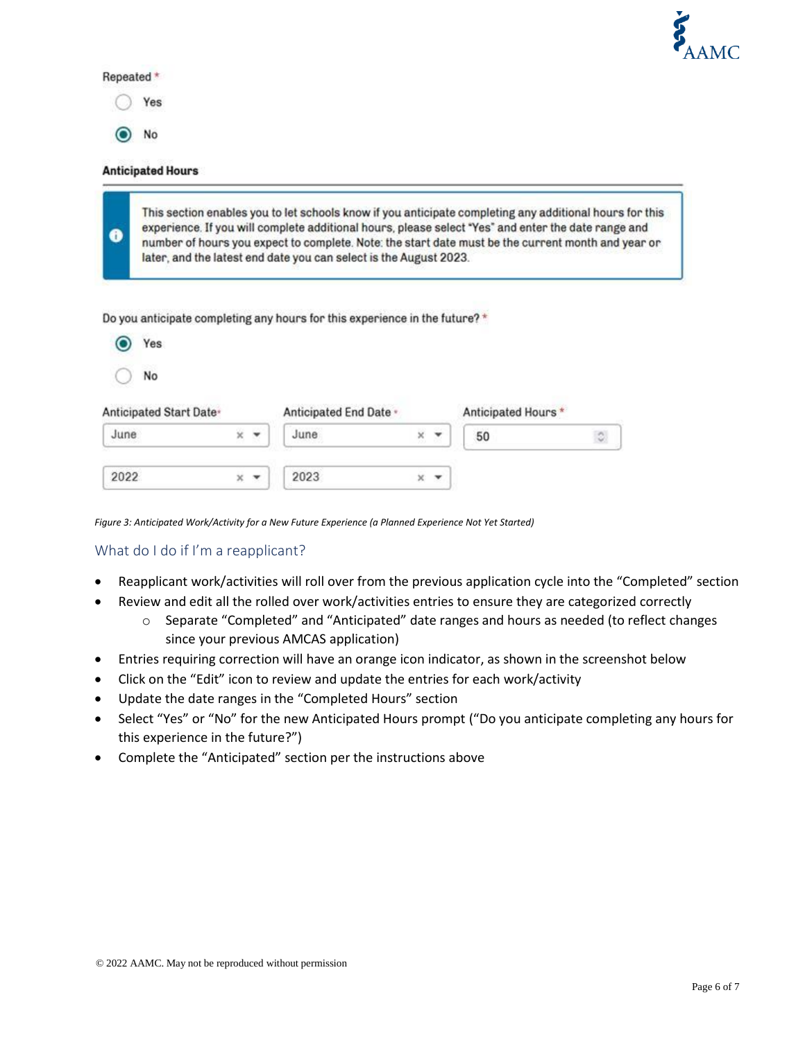Repeated *

- Yes
- No (selected)

**Anticipated Hours**

This section enables you to let schools know if you anticipate completing any additional hours for this experience. If you will complete additional hours, please select "Yes" and enter the date range and number of hours you expect to complete. Note: the start date must be the current month and year or later, and the latest end date you can select is the August 2023.

Do you anticipate completing any hours for this experience in the future? *

- Yes (selected)
- No

| Anticipated Start Date * | Anticipated End Date * | Anticipated Hours * |
|---|---|---|
| June | June | 50 |
| 2022 | 2023 | |

*Figure 3: Anticipated Work/Activity for a New Future Experience (a Planned Experience Not Yet Started)*

## What do I do if I'm a reapplicant?

- Reapplicant work/activities will roll over from the previous application cycle into the "Completed" section
- Review and edit all the rolled over work/activities entries to ensure they are categorized correctly
  - Separate "Completed" and "Anticipated" date ranges and hours as needed (to reflect changes since your previous AMCAS application)
- Entries requiring correction will have an orange icon indicator, as shown in the screenshot below
- Click on the "Edit" icon to review and update the entries for each work/activity
- Update the date ranges in the "Completed Hours" section
- Select "Yes" or "No" for the new Anticipated Hours prompt ("Do you anticipate completing any hours for this experience in the future?")
- Complete the "Anticipated" section per the instructions above

© 2022 AAMC. May not be reproduced without permission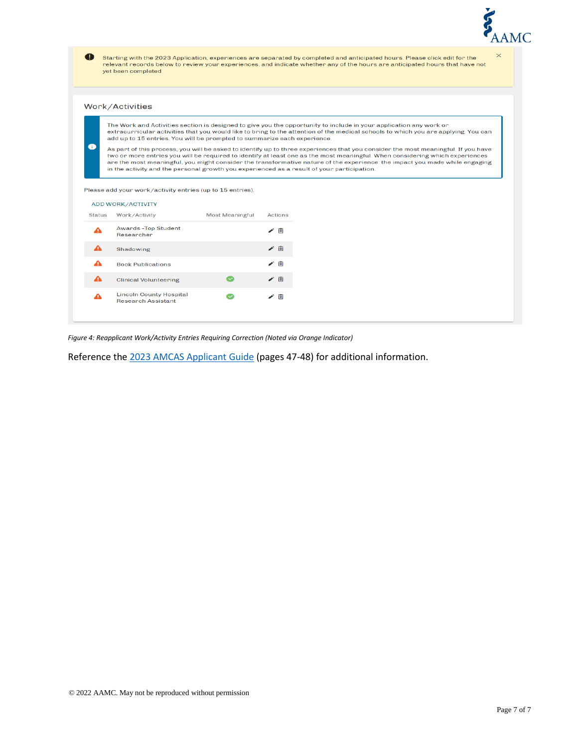Starting with the 2023 Application, experiences are separated by completed and anticipated hours. Please click edit for the relevant records below to review your experiences, and indicate whether any of the hours are anticipated hours that have not yet been completed

## Work/Activities

The Work and Activities section is designed to give you the opportunity to include in your application any work or extracurricular activities that you would like to bring to the attention of the medical schools to which you are applying. You can add up to 15 entries. You will be prompted to summarize each experience.

As part of this process, you will be asked to identify up to three experiences that you consider the most meaningful. If you have two or more entries you will be required to identify at least one as the most meaningful. When considering which experiences are the most meaningful, you might consider the transformative nature of the experience: the impact you made while engaging in the activity and the personal growth you experienced as a result of your participation.

Please add your work/activity entries (up to 15 entries).

ADD WORK/ACTIVITY

| Status | Work/Activity | Most Meaningful | Actions |
|---|---|---|---|
| ⚠ | Awards -Top Student Researcher | | ✎ 🗑 |
| ⚠ | Shadowing | | ✎ 🗑 |
| ⚠ | Book Publications | | ✎ 🗑 |
| ⚠ | Clinical Volunteering | ✓ | ✎ 🗑 |
| ⚠ | Lincoln County Hospital Research Assistant | ✓ | ✎ 🗑 |

*Figure 4: Reapplicant Work/Activity Entries Requiring Correction (Noted via Orange Indicator)*

Reference the 2023 AMCAS Applicant Guide (pages 47-48) for additional information.

© 2022 AAMC. May not be reproduced without permission